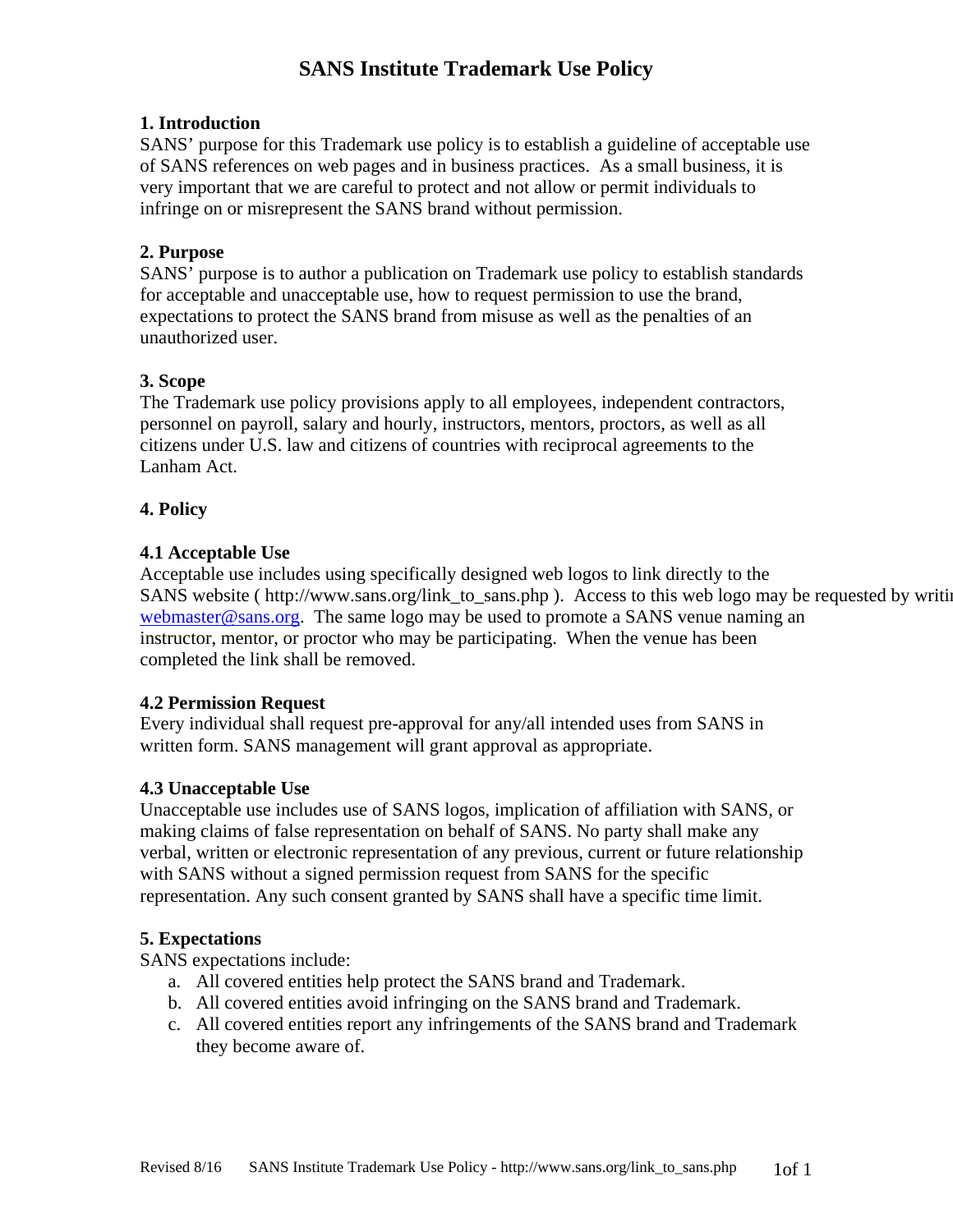# SANS Institute Trademark Use Policy

## 1. Introduction

SANS' purpose for this Trademark use policy is to establish a guideline of acceptable use of SANS references on web pages and in business practices. As a small business, it is very important that we are careful to protect and not allow or permit individuals to infringe on or misrepresent the SANS brand without permission.

## 2. Purpose

SANS' purpose is to author a publication on Trademark use policy to establish standards for acceptable and unacceptable use, how to request permission to use the brand, expectations to protect the SANS brand from misuse as well as the penalties of an unauthorized user.

## 3. Scope

The Trademark use policy provisions apply to all employees, independent contractors, personnel on payroll, salary and hourly, instructors, mentors, proctors, as well as all citizens under U.S. law and citizens of countries with reciprocal agreements to the Lanham Act.

## 4. Policy

### 4.1 Acceptable Use

Acceptable use includes using specifically designed web logos to link directly to the SANS website ( http://www.sans.org/link_to_sans.php ). Access to this web logo may be requested by writi webmaster@sans.org. The same logo may be used to promote a SANS venue naming an instructor, mentor, or proctor who may be participating. When the venue has been completed the link shall be removed.

### 4.2 Permission Request

Every individual shall request pre-approval for any/all intended uses from SANS in written form. SANS management will grant approval as appropriate.

### 4.3 Unacceptable Use

Unacceptable use includes use of SANS logos, implication of affiliation with SANS, or making claims of false representation on behalf of SANS. No party shall make any verbal, written or electronic representation of any previous, current or future relationship with SANS without a signed permission request from SANS for the specific representation. Any such consent granted by SANS shall have a specific time limit.

## 5. Expectations

SANS expectations include:

a. All covered entities help protect the SANS brand and Trademark.
b. All covered entities avoid infringing on the SANS brand and Trademark.
c. All covered entities report any infringements of the SANS brand and Trademark they become aware of.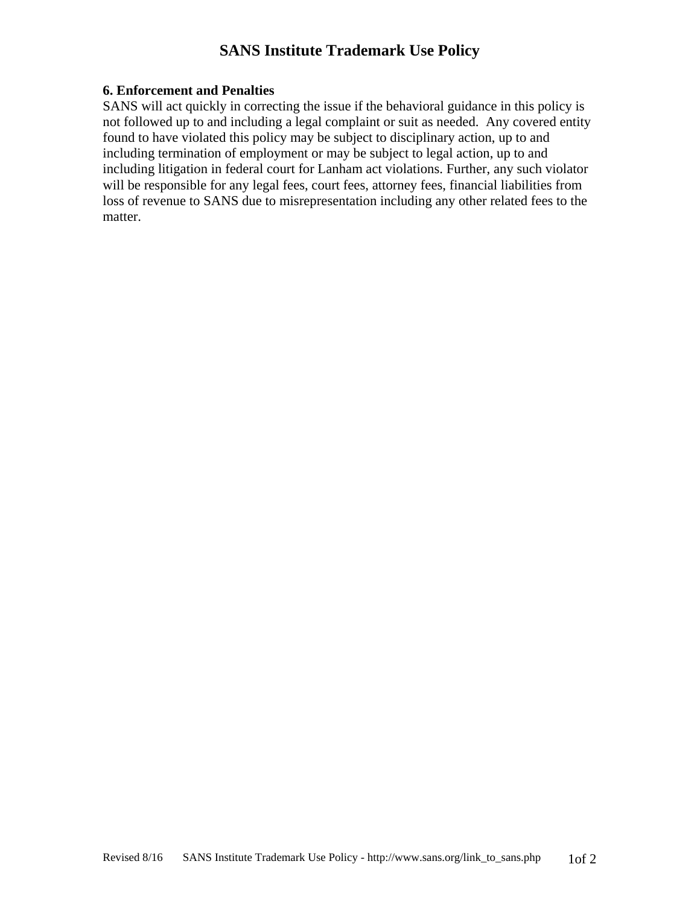### 6. Enforcement and Penalties

SANS will act quickly in correcting the issue if the behavioral guidance in this policy is not followed up to and including a legal complaint or suit as needed. Any covered entity found to have violated this policy may be subject to disciplinary action, up to and including termination of employment or may be subject to legal action, up to and including litigation in federal court for Lanham act violations. Further, any such violator will be responsible for any legal fees, court fees, attorney fees, financial liabilities from loss of revenue to SANS due to misrepresentation including any other related fees to the matter.